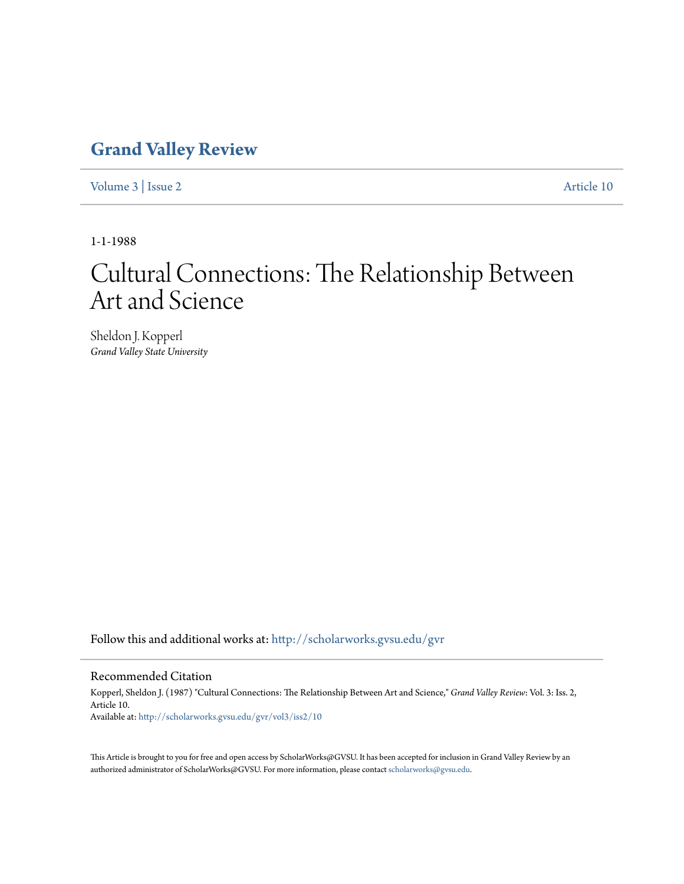# Grand Valley Review

Volume 3 | Issue 2 Article 10

1-1-1988

# Cultural Connections: The Relationship Between Art and Science

Sheldon J. Kopperl
*Grand Valley State University*

Follow this and additional works at: http://scholarworks.gvsu.edu/gvr

## Recommended Citation

Kopperl, Sheldon J. (1987) "Cultural Connections: The Relationship Between Art and Science," *Grand Valley Review*: Vol. 3: Iss. 2, Article 10.
Available at: http://scholarworks.gvsu.edu/gvr/vol3/iss2/10

This Article is brought to you for free and open access by ScholarWorks@GVSU. It has been accepted for inclusion in Grand Valley Review by an authorized administrator of ScholarWorks@GVSU. For more information, please contact scholarworks@gvsu.edu.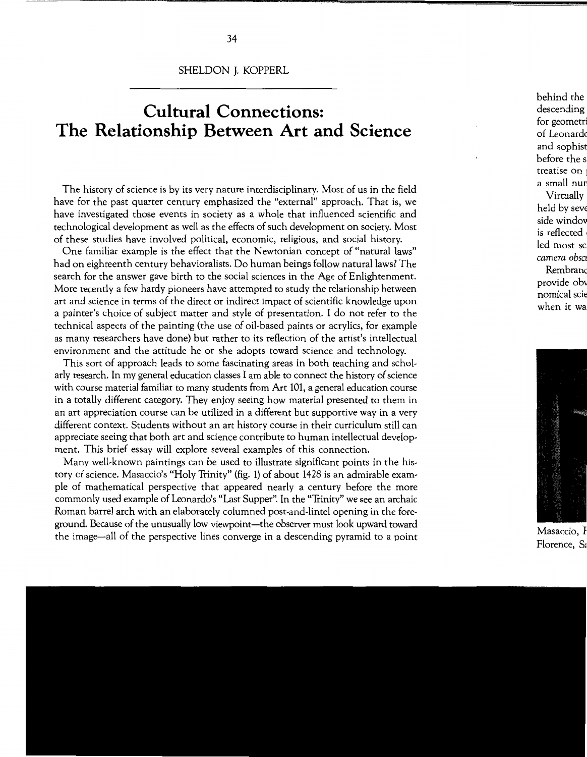SHELDON J. KOPPERL

# Cultural Connections: The Relationship Between Art and Science

The history of science is by its very nature interdisciplinary. Most of us in the field have for the past quarter century emphasized the "external" approach. That is, we have investigated those events in society as a whole that influenced scientific and technological development as well as the effects of such development on society. Most of these studies have involved political, economic, religious, and social history.

One familiar example is the effect that the Newtonian concept of "natural laws" had on eighteenth century behavioralists. Do human beings follow natural laws? The search for the answer gave birth to the social sciences in the Age of Enlightenment. More recently a few hardy pioneers have attempted to study the relationship between art and science in terms of the direct or indirect impact of scientific knowledge upon a painter's choice of subject matter and style of presentation. I do not refer to the technical aspects of the painting (the use of oil-based paints or acrylics, for example as many researchers have done) but rather to its reflection of the artist's intellectual environment and the attitude he or she adopts toward science and technology.

This sort of approach leads to some fascinating areas in both teaching and scholarly research. In my general education classes I am able to connect the history of science with course material familiar to many students from Art 101, a general education course in a totally different category. They enjoy seeing how material presented to them in an art appreciation course can be utilized in a different but supportive way in a very different context. Students without an art history course in their curriculum still can appreciate seeing that both art and science contribute to human intellectual development. This brief essay will explore several examples of this connection.

Many well-known paintings can be used to illustrate significant points in the history of science. Masaccio's "Holy Trinity" (fig. 1) of about 1428 is an admirable example of mathematical perspective that appeared nearly a century before the more commonly used example of Leonardo's "Last Supper". In the "Trinity" we see an archaic Roman barrel arch with an elaborately columned post-and-lintel opening in the foreground. Because of the unusually low viewpoint—the observer must look upward toward the image—all of the perspective lines converge in a descending pyramid to a point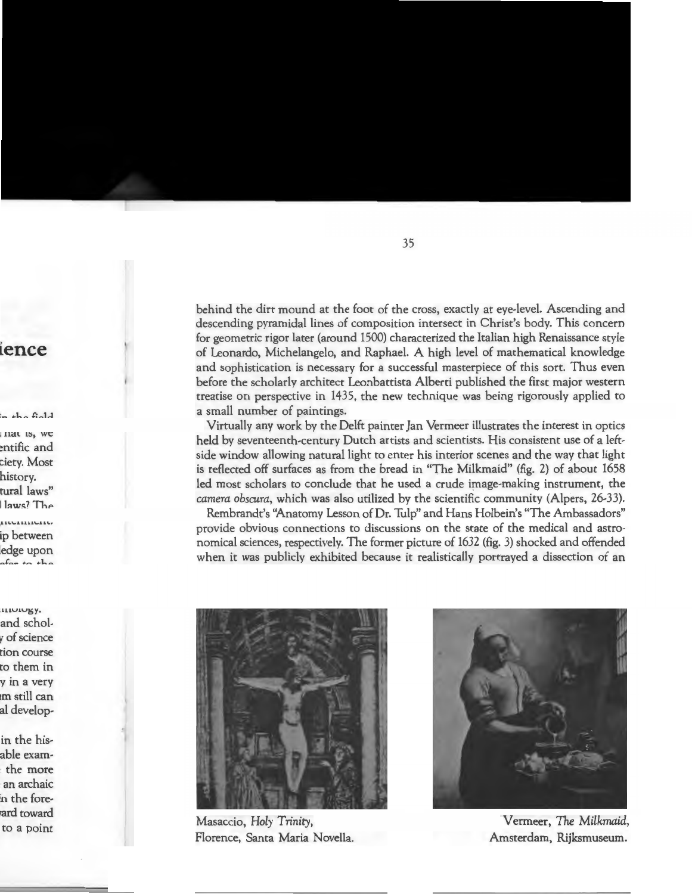behind the dirt mound at the foot of the cross, exactly at eye-level. Ascending and descending pyramidal lines of composition intersect in Christ's body. This concern for geometric rigor later (around 1500) characterized the Italian high Renaissance style of Leonardo, Michelangelo, and Raphael. A high level of mathematical knowledge and sophistication is necessary for a successful masterpiece of this sort. Thus even before the scholarly architect Leonbattista Alberti published the first major western treatise on perspective in 1435, the new technique was being rigorously applied to a small number of paintings.

Virtually any work by the Delft painter Jan Vermeer illustrates the interest in optics held by seventeenth-century Dutch artists and scientists. His consistent use of a left-side window allowing natural light to enter his interior scenes and the way that light is reflected off surfaces as from the bread in "The Milkmaid" (fig. 2) of about 1658 led most scholars to conclude that he used a crude image-making instrument, the *camera obscura*, which was also utilized by the scientific community (Alpers, 26-33).

Rembrandt's "Anatomy Lesson of Dr. Tulp" and Hans Holbein's "The Ambassadors" provide obvious connections to discussions on the state of the medical and astronomical sciences, respectively. The former picture of 1632 (fig. 3) shocked and offended when it was publicly exhibited because it realistically portrayed a dissection of an

Masaccio, *Holy Trinity*, Florence, Santa Maria Novella.

Vermeer, *The Milkmaid*, Amsterdam, Rijksmuseum.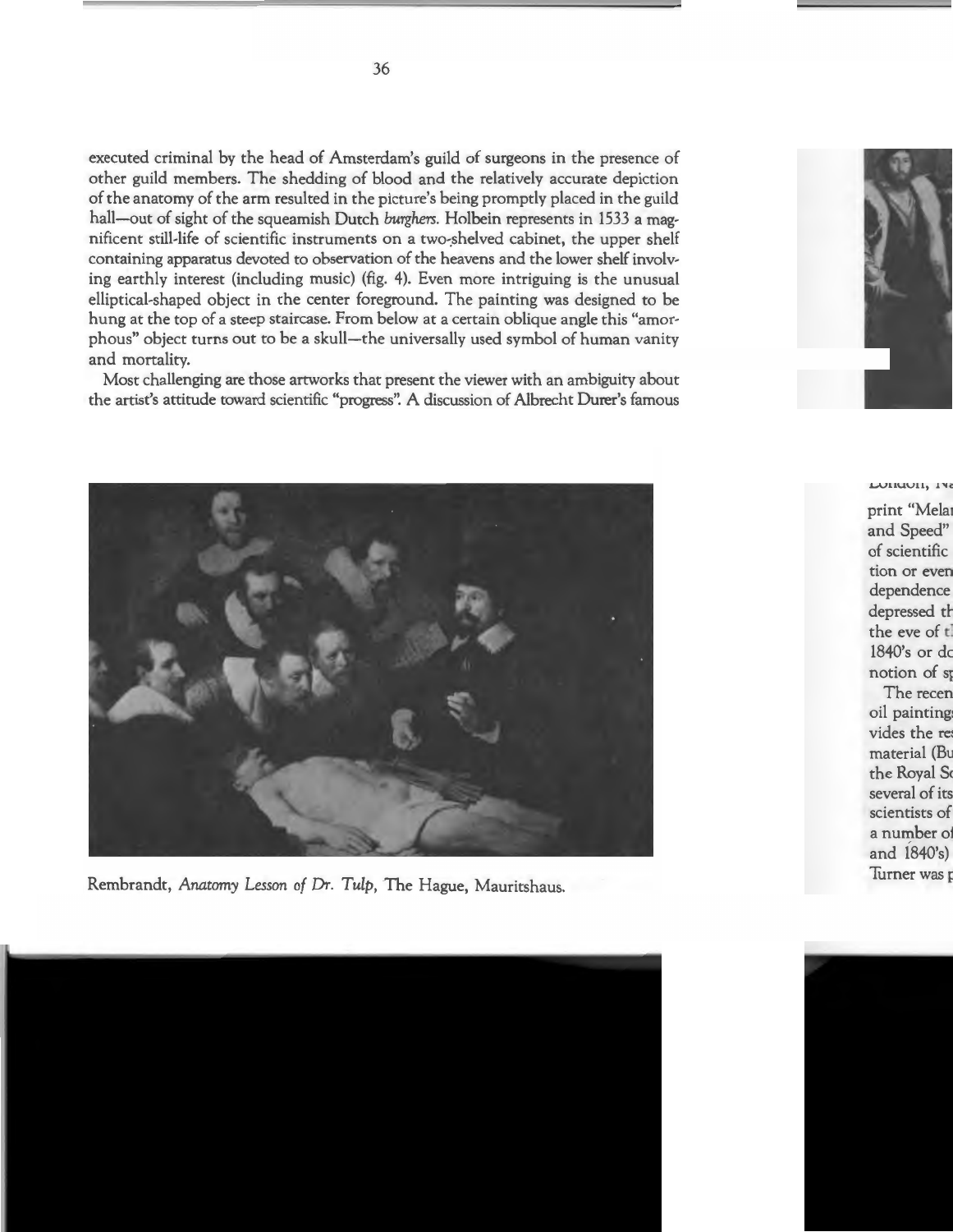executed criminal by the head of Amsterdam's guild of surgeons in the presence of other guild members. The shedding of blood and the relatively accurate depiction of the anatomy of the arm resulted in the picture's being promptly placed in the guild hall—out of sight of the squeamish Dutch *burghers*. Holbein represents in 1533 a magnificent still-life of scientific instruments on a two-shelved cabinet, the upper shelf containing apparatus devoted to observation of the heavens and the lower shelf involving earthly interest (including music) (fig. 4). Even more intriguing is the unusual elliptical-shaped object in the center foreground. The painting was designed to be hung at the top of a steep staircase. From below at a certain oblique angle this "amorphous" object turns out to be a skull—the universally used symbol of human vanity and mortality.

Most challenging are those artworks that present the viewer with an ambiguity about the artist's attitude toward scientific "progress". A discussion of Albrecht Durer's famous

Rembrandt, *Anatomy Lesson of Dr. Tulp*, The Hague, Mauritshaus.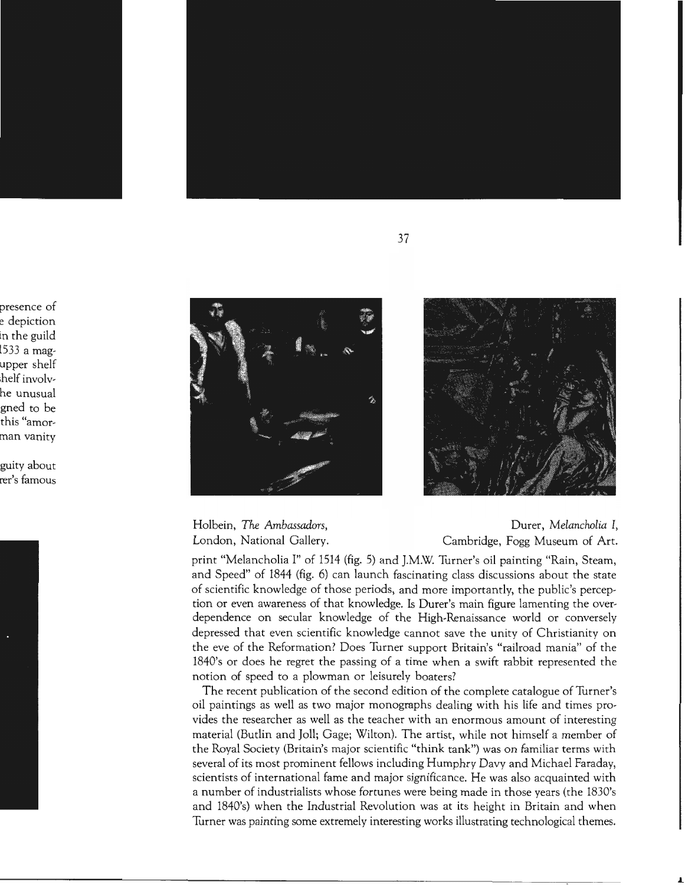Holbein, *The Ambassadors*, London, National Gallery.

Durer, *Melancholia I*, Cambridge, Fogg Museum of Art.

print "Melancholia I" of 1514 (fig. 5) and J.M.W. Turner's oil painting "Rain, Steam, and Speed" of 1844 (fig. 6) can launch fascinating class discussions about the state of scientific knowledge of those periods, and more importantly, the public's perception or even awareness of that knowledge. Is Durer's main figure lamenting the overdependence on secular knowledge of the High-Renaissance world or conversely depressed that even scientific knowledge cannot save the unity of Christianity on the eve of the Reformation? Does Turner support Britain's "railroad mania" of the 1840's or does he regret the passing of a time when a swift rabbit represented the notion of speed to a plowman or leisurely boaters?

The recent publication of the second edition of the complete catalogue of Turner's oil paintings as well as two major monographs dealing with his life and times provides the researcher as well as the teacher with an enormous amount of interesting material (Butlin and Joll; Gage; Wilton). The artist, while not himself a member of the Royal Society (Britain's major scientific "think tank") was on familiar terms with several of its most prominent fellows including Humphry Davy and Michael Faraday, scientists of international fame and major significance. He was also acquainted with a number of industrialists whose fortunes were being made in those years (the 1830's and 1840's) when the Industrial Revolution was at its height in Britain and when Turner was painting some extremely interesting works illustrating technological themes.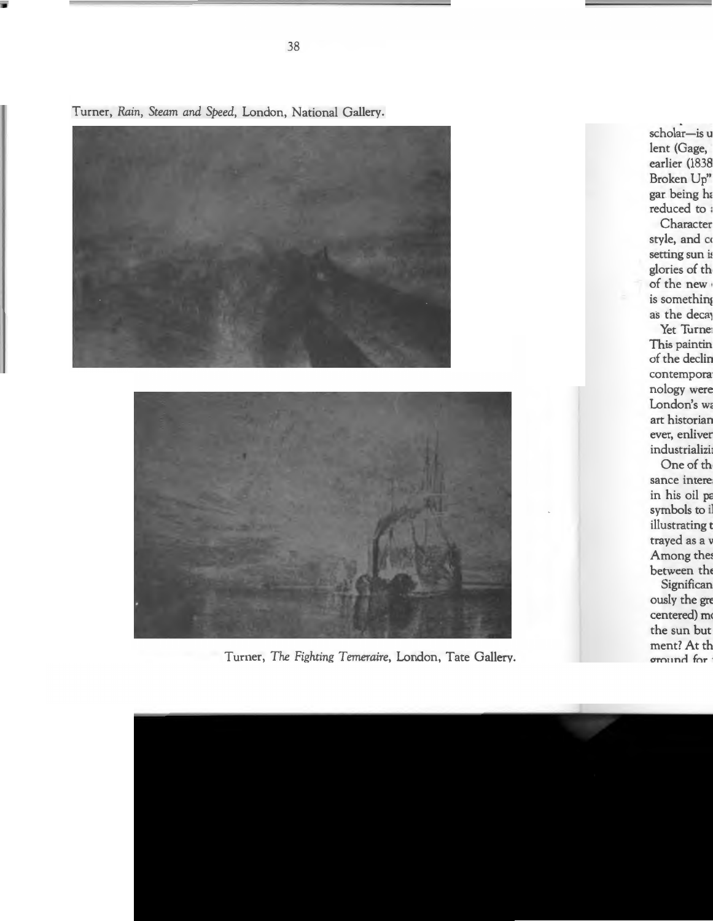Turner, *Rain, Steam and Speed*, London, National Gallery.

Turner, *The Fighting Temeraire*, London, Tate Gallery.

scholar—is u
lent (Gage,
earlier (1838
Broken Up"
gar being ha
reduced to a

Character
style, and co
setting sun is
glories of th
of the new
is something
as the decay

Yet Turne
This paintin
of the declin
contempora
nology were
London's wa
art historian
ever, enliver
industrializi

One of th
sance intere
in his oil pa
symbols to il
illustrating t
trayed as a v
Among thes
between the

Significan
ously the gre
centered) mo
the sun but
ment? At th
ground for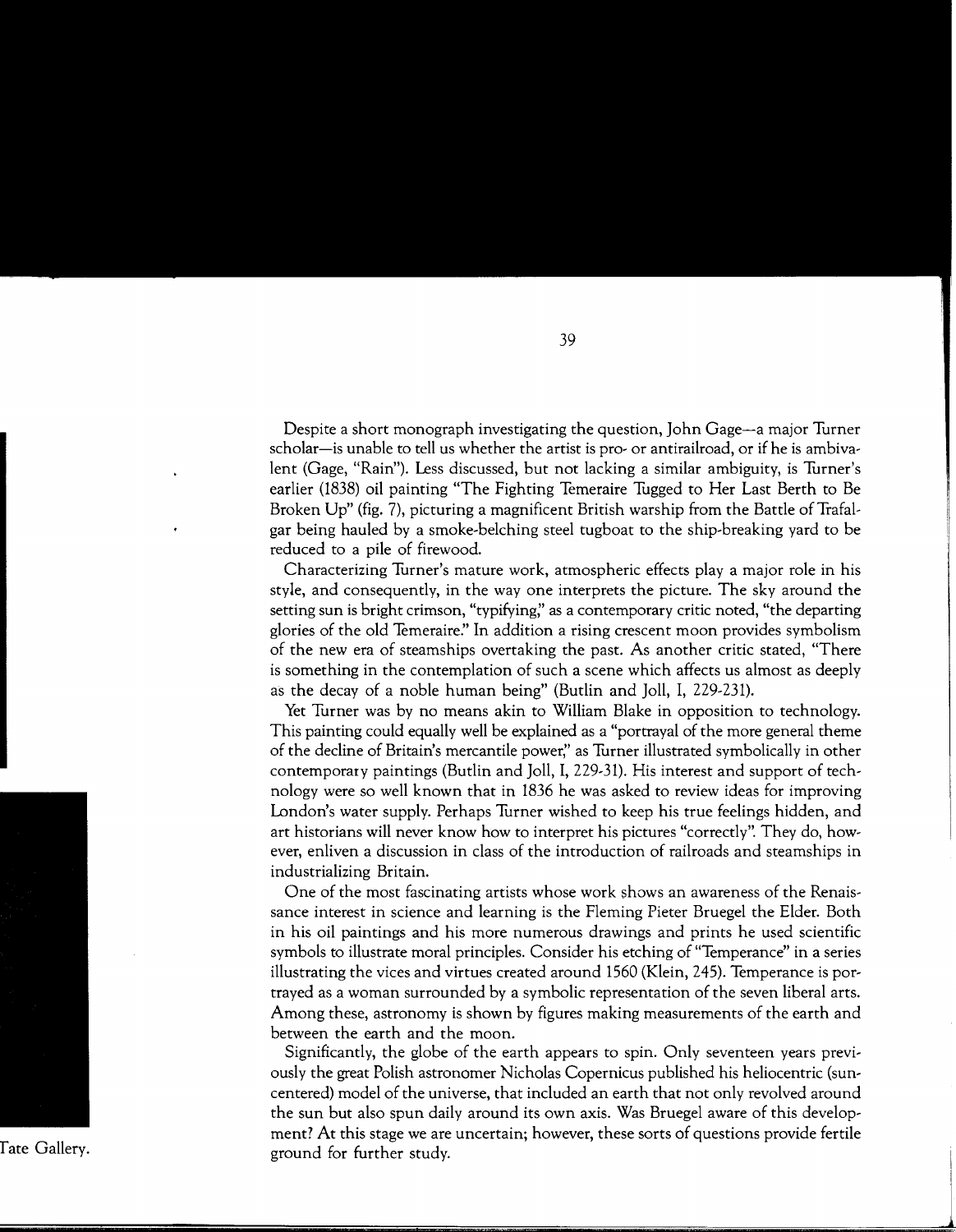Despite a short monograph investigating the question, John Gage—a major Turner scholar—is unable to tell us whether the artist is pro- or antirailroad, or if he is ambivalent (Gage, "Rain"). Less discussed, but not lacking a similar ambiguity, is Turner's earlier (1838) oil painting "The Fighting Temeraire Tugged to Her Last Berth to Be Broken Up" (fig. 7), picturing a magnificent British warship from the Battle of Trafalgar being hauled by a smoke-belching steel tugboat to the ship-breaking yard to be reduced to a pile of firewood.

Characterizing Turner's mature work, atmospheric effects play a major role in his style, and consequently, in the way one interprets the picture. The sky around the setting sun is bright crimson, "typifying," as a contemporary critic noted, "the departing glories of the old Temeraire." In addition a rising crescent moon provides symbolism of the new era of steamships overtaking the past. As another critic stated, "There is something in the contemplation of such a scene which affects us almost as deeply as the decay of a noble human being" (Butlin and Joll, I, 229-231).

Yet Turner was by no means akin to William Blake in opposition to technology. This painting could equally well be explained as a "portrayal of the more general theme of the decline of Britain's mercantile power," as Turner illustrated symbolically in other contemporary paintings (Butlin and Joll, I, 229-31). His interest and support of technology were so well known that in 1836 he was asked to review ideas for improving London's water supply. Perhaps Turner wished to keep his true feelings hidden, and art historians will never know how to interpret his pictures "correctly". They do, however, enliven a discussion in class of the introduction of railroads and steamships in industrializing Britain.

One of the most fascinating artists whose work shows an awareness of the Renaissance interest in science and learning is the Fleming Pieter Bruegel the Elder. Both in his oil paintings and his more numerous drawings and prints he used scientific symbols to illustrate moral principles. Consider his etching of "Temperance" in a series illustrating the vices and virtues created around 1560 (Klein, 245). Temperance is portrayed as a woman surrounded by a symbolic representation of the seven liberal arts. Among these, astronomy is shown by figures making measurements of the earth and between the earth and the moon.

Significantly, the globe of the earth appears to spin. Only seventeen years previously the great Polish astronomer Nicholas Copernicus published his heliocentric (sun-centered) model of the universe, that included an earth that not only revolved around the sun but also spun daily around its own axis. Was Bruegel aware of this development? At this stage we are uncertain; however, these sorts of questions provide fertile ground for further study.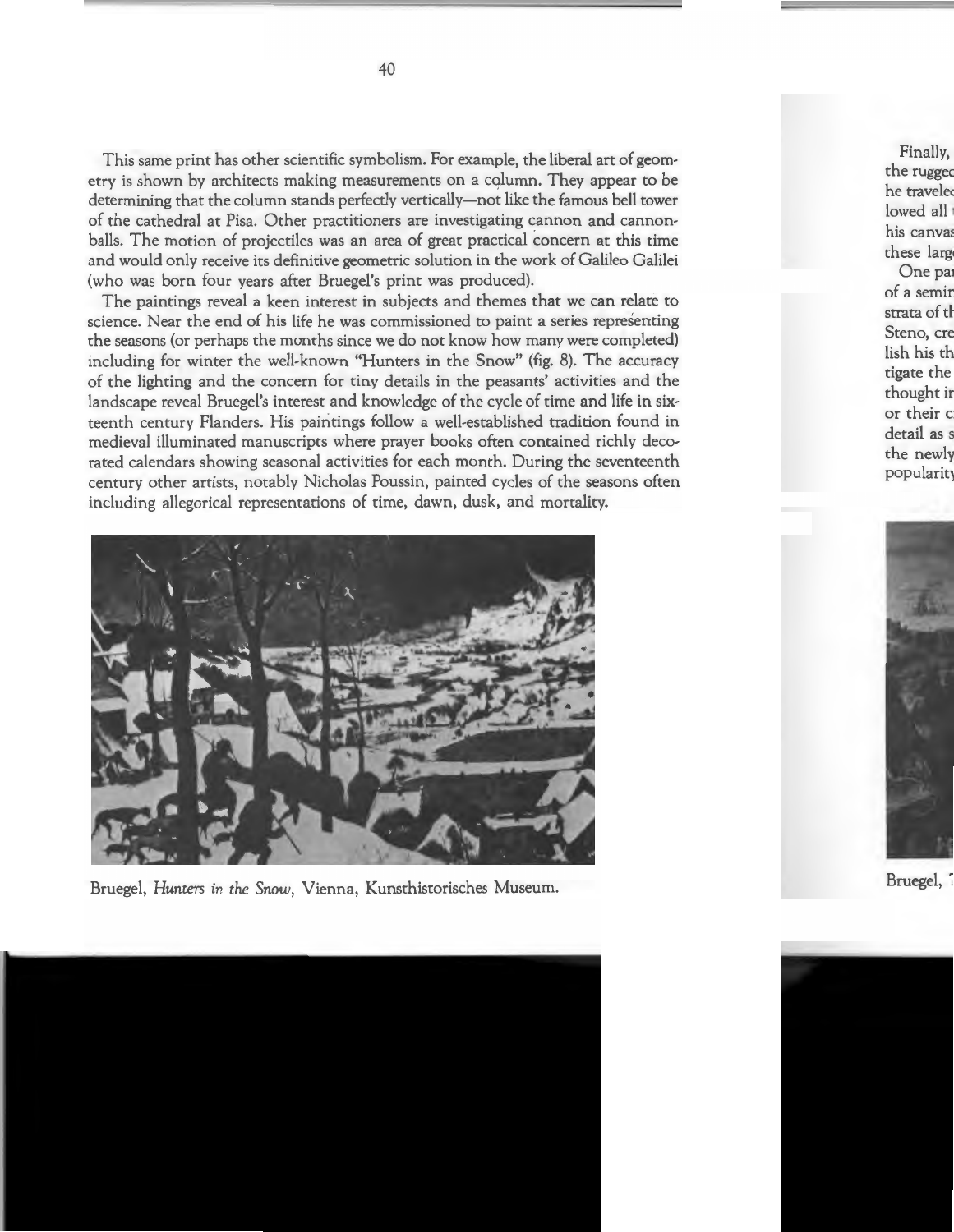This same print has other scientific symbolism. For example, the liberal art of geometry is shown by architects making measurements on a column. They appear to be determining that the column stands perfectly vertically—not like the famous bell tower of the cathedral at Pisa. Other practitioners are investigating cannon and cannonballs. The motion of projectiles was an area of great practical concern at this time and would only receive its definitive geometric solution in the work of Galileo Galilei (who was born four years after Bruegel's print was produced).

The paintings reveal a keen interest in subjects and themes that we can relate to science. Near the end of his life he was commissioned to paint a series representing the seasons (or perhaps the months since we do not know how many were completed) including for winter the well-known "Hunters in the Snow" (fig. 8). The accuracy of the lighting and the concern for tiny details in the peasants' activities and the landscape reveal Bruegel's interest and knowledge of the cycle of time and life in sixteenth century Flanders. His paintings follow a well-established tradition found in medieval illuminated manuscripts where prayer books often contained richly decorated calendars showing seasonal activities for each month. During the seventeenth century other artists, notably Nicholas Poussin, painted cycles of the seasons often including allegorical representations of time, dawn, dusk, and mortality.

Bruegel, *Hunters in the Snow*, Vienna, Kunsthistorisches Museum.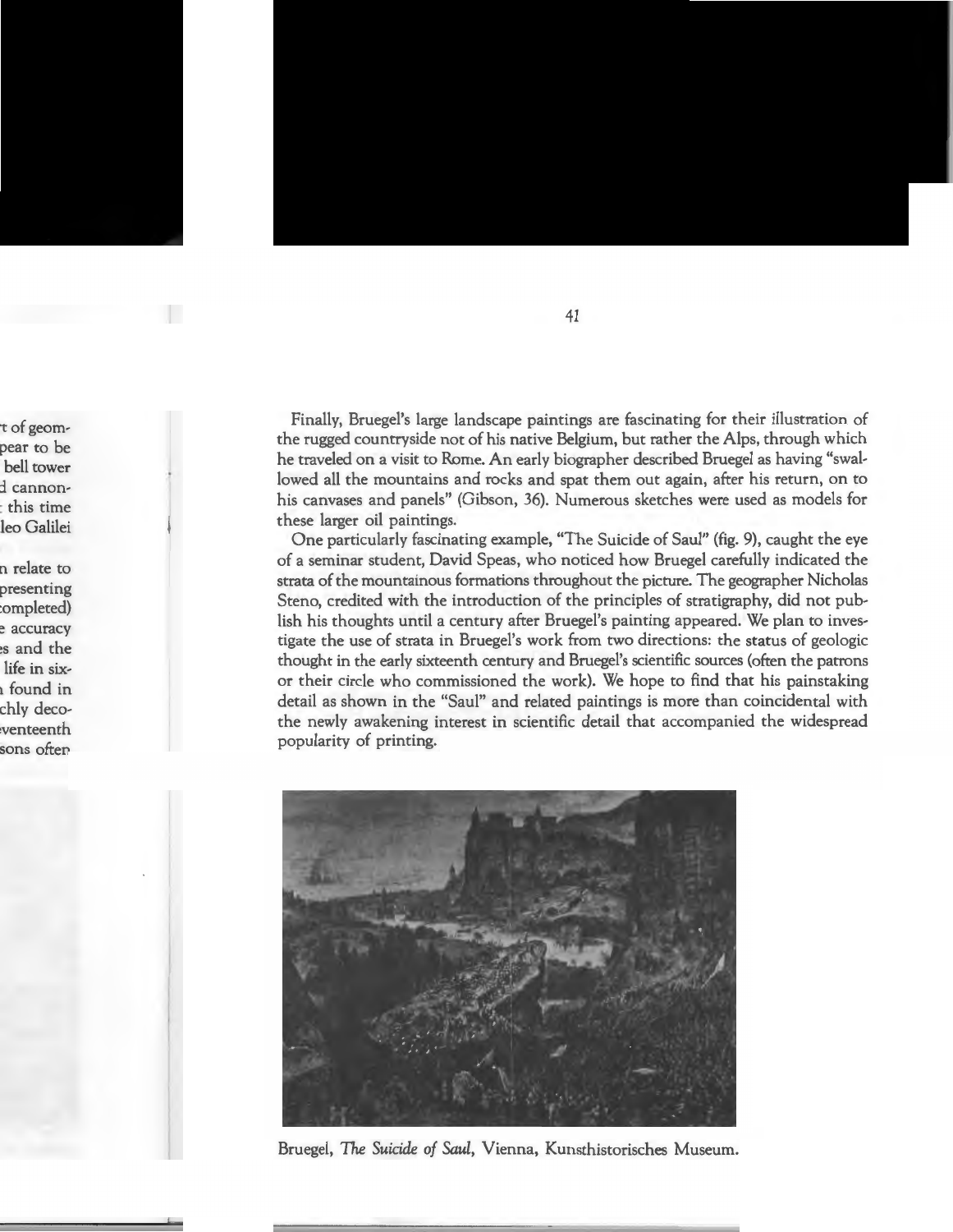Finally, Bruegel's large landscape paintings are fascinating for their illustration of the rugged countryside not of his native Belgium, but rather the Alps, through which he traveled on a visit to Rome. An early biographer described Bruegel as having "swallowed all the mountains and rocks and spat them out again, after his return, on to his canvases and panels" (Gibson, 36). Numerous sketches were used as models for these larger oil paintings.

One particularly fascinating example, "The Suicide of Saul" (fig. 9), caught the eye of a seminar student, David Speas, who noticed how Bruegel carefully indicated the strata of the mountainous formations throughout the picture. The geographer Nicholas Steno, credited with the introduction of the principles of stratigraphy, did not publish his thoughts until a century after Bruegel's painting appeared. We plan to investigate the use of strata in Bruegel's work from two directions: the status of geologic thought in the early sixteenth century and Bruegel's scientific sources (often the patrons or their circle who commissioned the work). We hope to find that his painstaking detail as shown in the "Saul" and related paintings is more than coincidental with the newly awakening interest in scientific detail that accompanied the widespread popularity of printing.

Bruegel, *The Suicide of Saul*, Vienna, Kunsthistorisches Museum.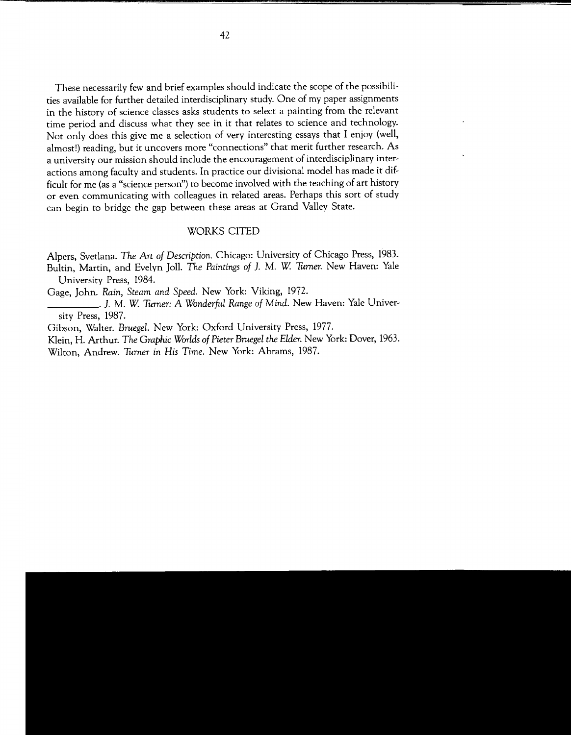These necessarily few and brief examples should indicate the scope of the possibilities available for further detailed interdisciplinary study. One of my paper assignments in the history of science classes asks students to select a painting from the relevant time period and discuss what they see in it that relates to science and technology. Not only does this give me a selection of very interesting essays that I enjoy (well, almost!) reading, but it uncovers more "connections" that merit further research. As a university our mission should include the encouragement of interdisciplinary interactions among faculty and students. In practice our divisional model has made it difficult for me (as a "science person") to become involved with the teaching of art history or even communicating with colleagues in related areas. Perhaps this sort of study can begin to bridge the gap between these areas at Grand Valley State.

## WORKS CITED

Alpers, Svetlana. *The Art of Description.* Chicago: University of Chicago Press, 1983.

Bultin, Martin, and Evelyn Joll. *The Paintings of J. M. W. Turner.* New Haven: Yale University Press, 1984.

Gage, John. *Rain, Steam and Speed.* New York: Viking, 1972.

\_\_\_\_\_\_\_\_\_\_. *J. M. W. Turner: A Wonderful Range of Mind.* New Haven: Yale University Press, 1987.

Gibson, Walter. *Bruegel.* New York: Oxford University Press, 1977.

Klein, H. Arthur. *The Graphic Worlds of Pieter Bruegel the Elder.* New York: Dover, 1963.

Wilton, Andrew. *Turner in His Time.* New York: Abrams, 1987.